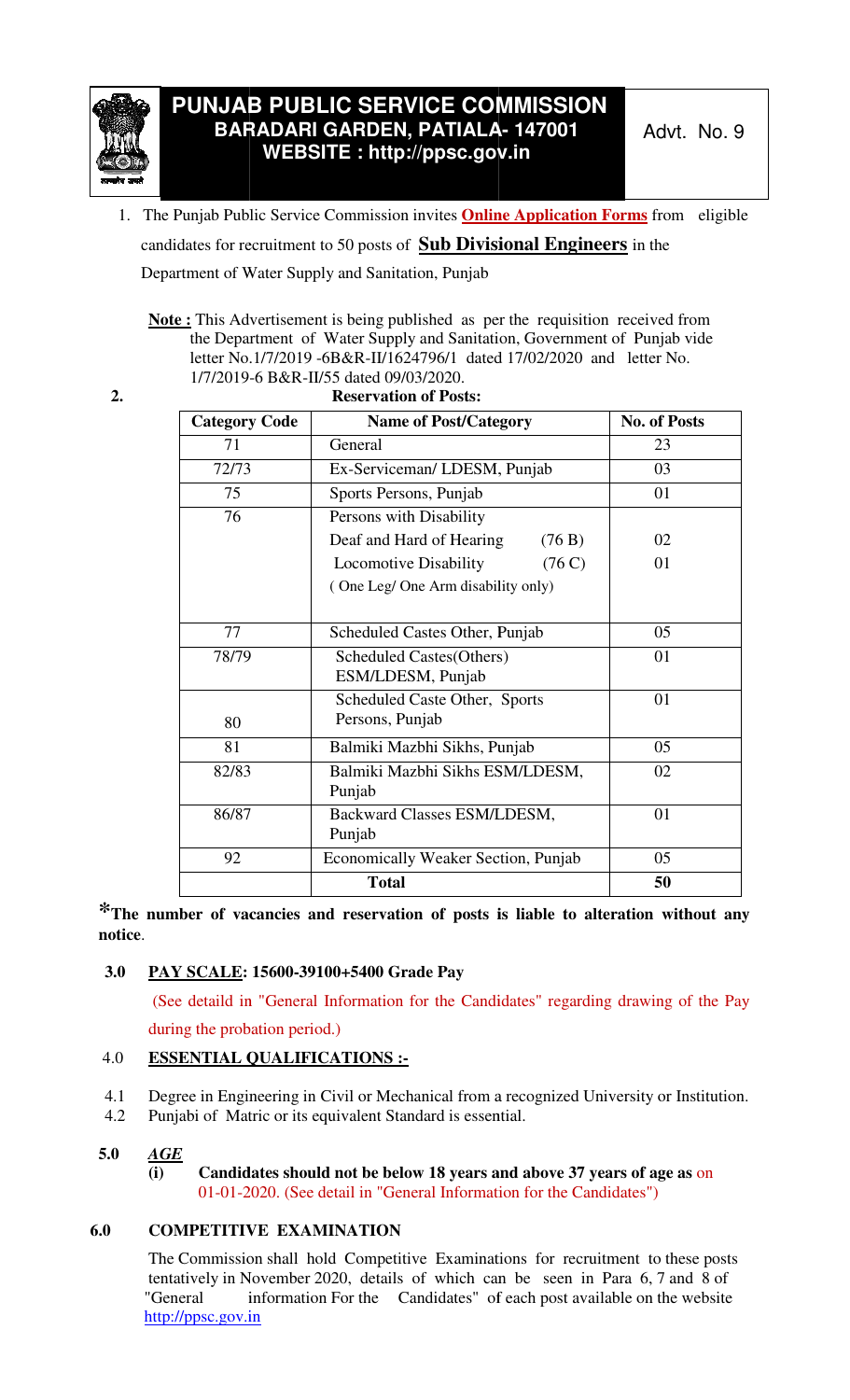# PUNJAB PUBLIC SERVICE COMMISSION
## BARADARI GARDEN, PATIALA- 147001
## WEBSITE : http://ppsc.gov.in

Advt. No. 9

1. The Punjab Public Service Commission invites **Online Application Forms** from eligible candidates for recruitment to 50 posts of **Sub Divisional Engineers** in the Department of Water Supply and Sanitation, Punjab

**Note :** This Advertisement is being published as per the requisition received from the Department of Water Supply and Sanitation, Government of Punjab vide letter No.1/7/2019 -6B&R-II/1624796/1 dated 17/02/2020 and letter No. 1/7/2019-6 B&R-II/55 dated 09/03/2020.

**2. Reservation of Posts:**

| Category Code | Name of Post/Category | No. of Posts |
|---|---|---|
| 71 | General | 23 |
| 72/73 | Ex-Serviceman/ LDESM, Punjab | 03 |
| 75 | Sports Persons, Punjab | 01 |
| 76 | Persons with Disability<br>Deaf and Hard of Hearing (76 B)<br>Locomotive Disability (76 C)<br>( One Leg/ One Arm disability only) | <br>02<br>01 |
| 77 | Scheduled Castes Other, Punjab | 05 |
| 78/79 | Scheduled Castes(Others) ESM/LDESM, Punjab | 01 |
| 80 | Scheduled Caste Other, Sports Persons, Punjab | 01 |
| 81 | Balmiki Mazbhi Sikhs, Punjab | 05 |
| 82/83 | Balmiki Mazbhi Sikhs ESM/LDESM, Punjab | 02 |
| 86/87 | Backward Classes ESM/LDESM, Punjab | 01 |
| 92 | Economically Weaker Section, Punjab | 05 |
| | **Total** | **50** |

***The number of vacancies and reservation of posts is liable to alteration without any notice**.

**3.0 PAY SCALE: 15600-39100+5400 Grade Pay**

(See detaild in "General Information for the Candidates" regarding drawing of the Pay during the probation period.)

4.0 **ESSENTIAL QUALIFICATIONS :-**

4.1 Degree in Engineering in Civil or Mechanical from a recognized University or Institution.

4.2 Punjabi of Matric or its equivalent Standard is essential.

**5.0** ***AGE***

**(i) Candidates should not be below 18 years and above 37 years of age as** on 01-01-2020. (See detail in "General Information for the Candidates")

**6.0 COMPETITIVE EXAMINATION**

The Commission shall hold Competitive Examinations for recruitment to these posts tentatively in November 2020, details of which can be seen in Para 6, 7 and 8 of "General information For the Candidates" of each post available on the website http://ppsc.gov.in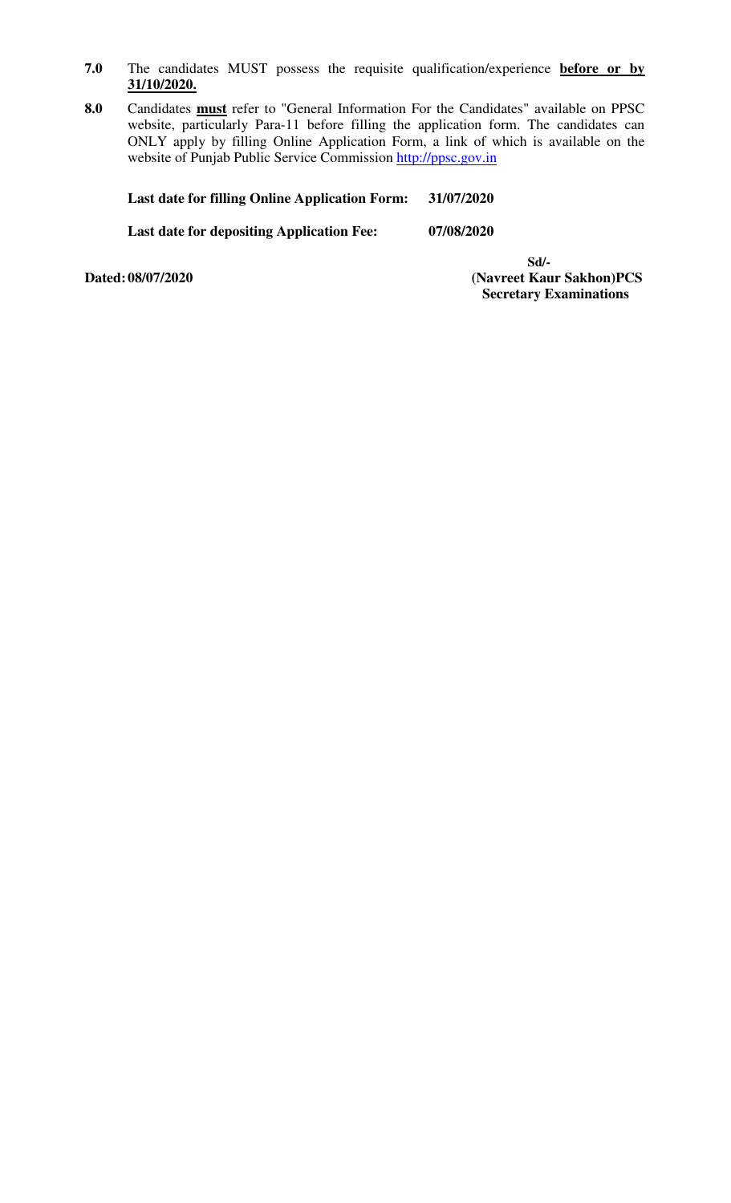**7.0** The candidates MUST possess the requisite qualification/experience **<u>before or by 31/10/2020.</u>**

**8.0** Candidates **<u>must</u>** refer to "General Information For the Candidates" available on PPSC website, particularly Para-11 before filling the application form. The candidates can ONLY apply by filling Online Application Form, a link of which is available on the website of Punjab Public Service Commission http://ppsc.gov.in

**Last date for filling Online Application Form: 31/07/2020**

**Last date for depositing Application Fee: 07/08/2020**

**Sd/-**

**Dated: 08/07/2020**

**(Navreet Kaur Sakhon)PCS**
**Secretary Examinations**